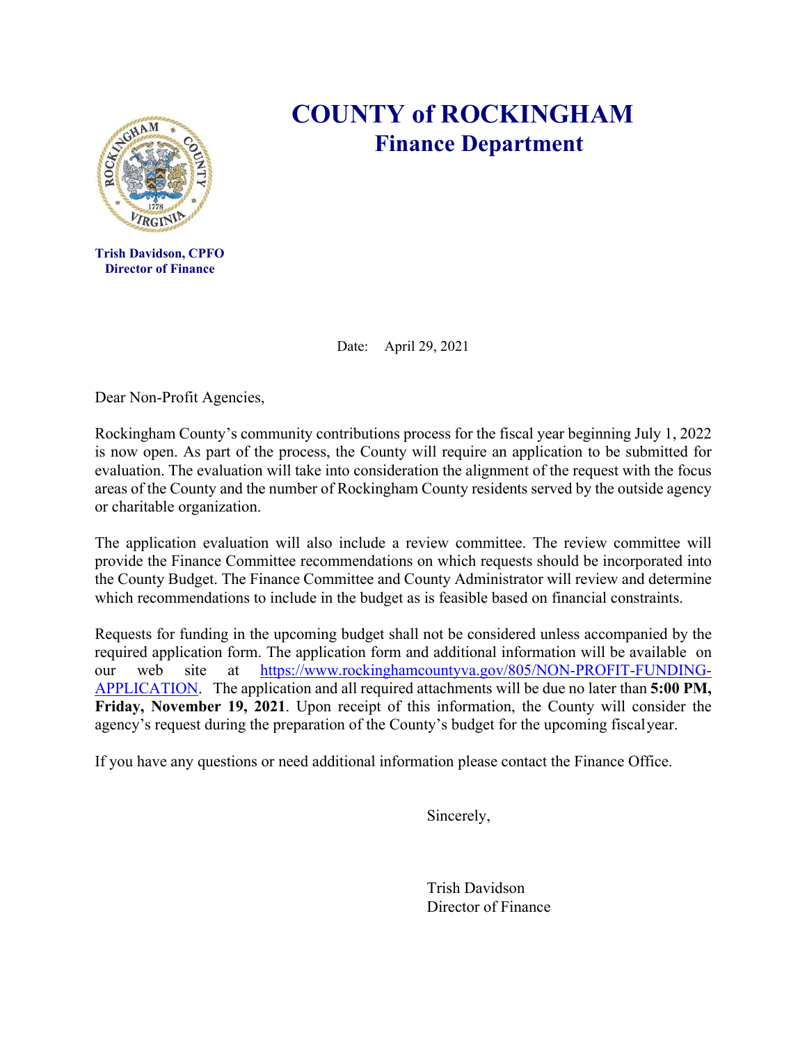# COUNTY of ROCKINGHAM

## Finance Department

**Trish Davidson, CPFO**
**Director of Finance**

Date: April 29, 2021

Dear Non-Profit Agencies,

Rockingham County's community contributions process for the fiscal year beginning July 1, 2022 is now open. As part of the process, the County will require an application to be submitted for evaluation. The evaluation will take into consideration the alignment of the request with the focus areas of the County and the number of Rockingham County residents served by the outside agency or charitable organization.

The application evaluation will also include a review committee. The review committee will provide the Finance Committee recommendations on which requests should be incorporated into the County Budget. The Finance Committee and County Administrator will review and determine which recommendations to include in the budget as is feasible based on financial constraints.

Requests for funding in the upcoming budget shall not be considered unless accompanied by the required application form. The application form and additional information will be available on our web site at https://www.rockinghamcountyva.gov/805/NON-PROFIT-FUNDING-APPLICATION. The application and all required attachments will be due no later than **5:00 PM, Friday, November 19, 2021**. Upon receipt of this information, the County will consider the agency's request during the preparation of the County's budget for the upcoming fiscal year.

If you have any questions or need additional information please contact the Finance Office.

Sincerely,

Trish Davidson
Director of Finance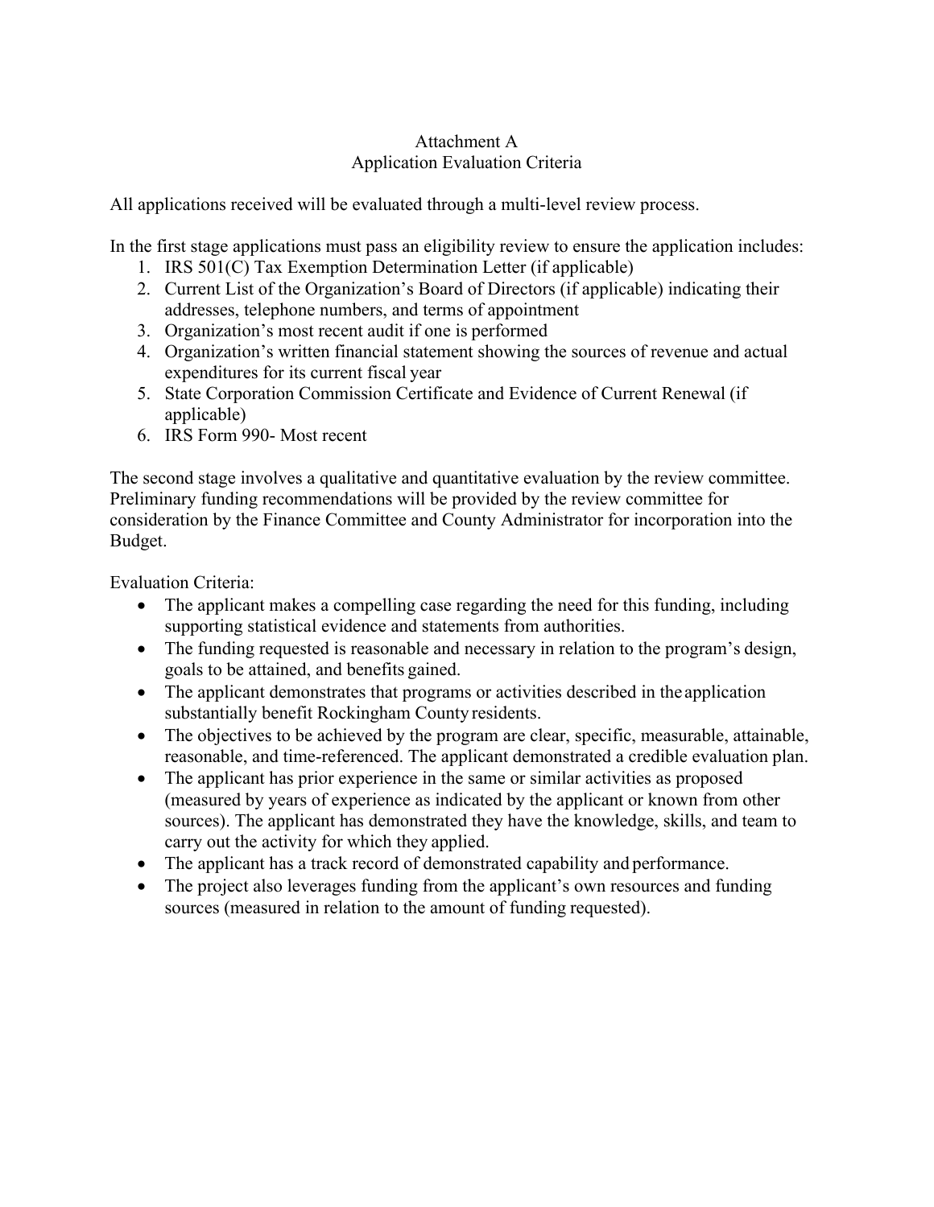# Attachment A
## Application Evaluation Criteria

All applications received will be evaluated through a multi-level review process.

In the first stage applications must pass an eligibility review to ensure the application includes:

1. IRS 501(C) Tax Exemption Determination Letter (if applicable)
2. Current List of the Organization's Board of Directors (if applicable) indicating their addresses, telephone numbers, and terms of appointment
3. Organization's most recent audit if one is performed
4. Organization's written financial statement showing the sources of revenue and actual expenditures for its current fiscal year
5. State Corporation Commission Certificate and Evidence of Current Renewal (if applicable)
6. IRS Form 990- Most recent

The second stage involves a qualitative and quantitative evaluation by the review committee. Preliminary funding recommendations will be provided by the review committee for consideration by the Finance Committee and County Administrator for incorporation into the Budget.

Evaluation Criteria:

- The applicant makes a compelling case regarding the need for this funding, including supporting statistical evidence and statements from authorities.
- The funding requested is reasonable and necessary in relation to the program's design, goals to be attained, and benefits gained.
- The applicant demonstrates that programs or activities described in the application substantially benefit Rockingham County residents.
- The objectives to be achieved by the program are clear, specific, measurable, attainable, reasonable, and time-referenced. The applicant demonstrated a credible evaluation plan.
- The applicant has prior experience in the same or similar activities as proposed (measured by years of experience as indicated by the applicant or known from other sources). The applicant has demonstrated they have the knowledge, skills, and team to carry out the activity for which they applied.
- The applicant has a track record of demonstrated capability and performance.
- The project also leverages funding from the applicant's own resources and funding sources (measured in relation to the amount of funding requested).